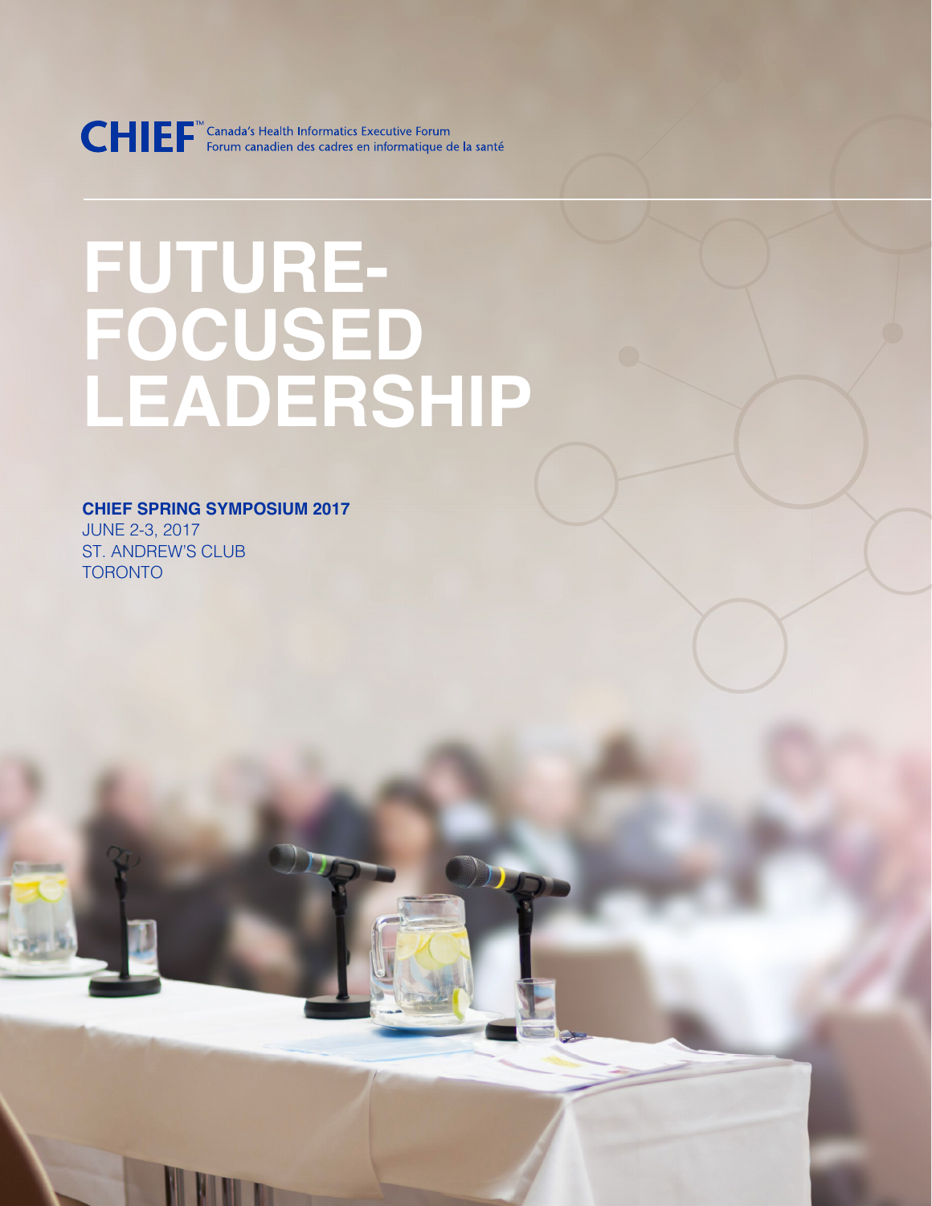CHIEF™ Canada's Health Informatics Executive Forum
Forum canadien des cadres en informatique de la santé

# FUTURE-FOCUSED LEADERSHIP

**CHIEF SPRING SYMPOSIUM 2017**

JUNE 2-3, 2017
ST. ANDREW'S CLUB
TORONTO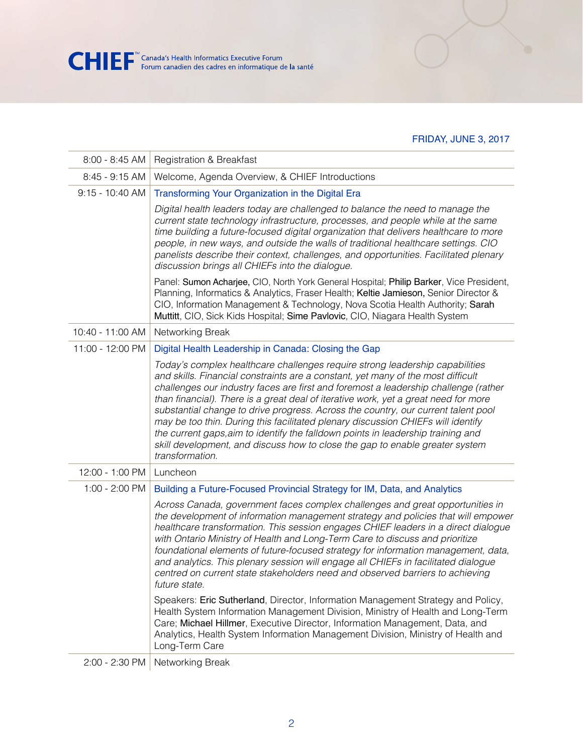FRIDAY, JUNE 3, 2017

| | |
|---|---|
| 8:00 - 8:45 AM | Registration & Breakfast |
| 8:45 - 9:15 AM | Welcome, Agenda Overview, & CHIEF Introductions |
| 9:15 - 10:40 AM | **Transforming Your Organization in the Digital Era**<br><br>*Digital health leaders today are challenged to balance the need to manage the current state technology infrastructure, processes, and people while at the same time building a future-focused digital organization that delivers healthcare to more people, in new ways, and outside the walls of traditional healthcare settings. CIO panelists describe their context, challenges, and opportunities. Facilitated plenary discussion brings all CHIEFs into the dialogue.*<br><br>Panel: **Sumon Acharjee,** CIO, North York General Hospital; **Philip Barker**, Vice President, Planning, Informatics & Analytics, Fraser Health; **Keltie Jamieson,** Senior Director & CIO, Information Management & Technology, Nova Scotia Health Authority; **Sarah Muttitt**, CIO, Sick Kids Hospital; **Sime Pavlovic**, CIO, Niagara Health System |
| 10:40 - 11:00 AM | Networking Break |
| 11:00 - 12:00 PM | **Digital Health Leadership in Canada: Closing the Gap**<br><br>*Today's complex healthcare challenges require strong leadership capabilities and skills. Financial constraints are a constant, yet many of the most difficult challenges our industry faces are first and foremost a leadership challenge (rather than financial). There is a great deal of iterative work, yet a great need for more substantial change to drive progress. Across the country, our current talent pool may be too thin. During this facilitated plenary discussion CHIEFs will identify the current gaps,aim to identify the falldown points in leadership training and skill development, and discuss how to close the gap to enable greater system transformation.* |
| 12:00 - 1:00 PM | Luncheon |
| 1:00 - 2:00 PM | **Building a Future-Focused Provincial Strategy for IM, Data, and Analytics**<br><br>*Across Canada, government faces complex challenges and great opportunities in the development of information management strategy and policies that will empower healthcare transformation. This session engages CHIEF leaders in a direct dialogue with Ontario Ministry of Health and Long-Term Care to discuss and prioritize foundational elements of future-focused strategy for information management, data, and analytics. This plenary session will engage all CHIEFs in facilitated dialogue centred on current state stakeholders need and observed barriers to achieving future state.*<br><br>Speakers: **Eric Sutherland**, Director, Information Management Strategy and Policy, Health System Information Management Division, Ministry of Health and Long-Term Care; **Michael Hillmer**, Executive Director, Information Management, Data, and Analytics, Health System Information Management Division, Ministry of Health and Long-Term Care |
| 2:00 - 2:30 PM | Networking Break |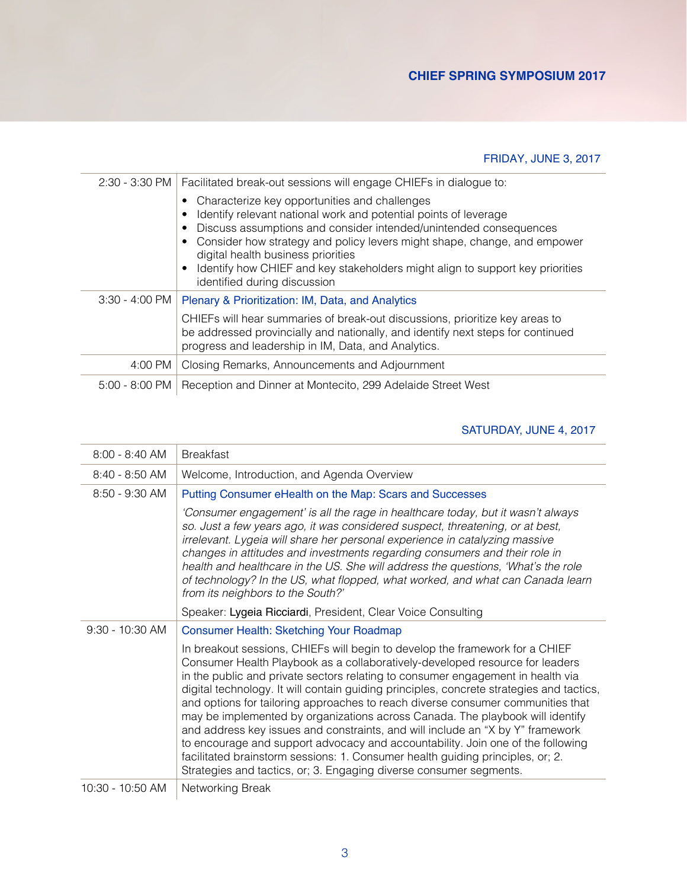## FRIDAY, JUNE 3, 2017

| Time | Session |
|---|---|
| 2:30 - 3:30 PM | Facilitated break-out sessions will engage CHIEFs in dialogue to:<br>• Characterize key opportunities and challenges<br>• Identify relevant national work and potential points of leverage<br>• Discuss assumptions and consider intended/unintended consequences<br>• Consider how strategy and policy levers might shape, change, and empower digital health business priorities<br>• Identify how CHIEF and key stakeholders might align to support key priorities identified during discussion |
| 3:30 - 4:00 PM | **Plenary & Prioritization: IM, Data, and Analytics**<br>CHIEFs will hear summaries of break-out discussions, prioritize key areas to be addressed provincially and nationally, and identify next steps for continued progress and leadership in IM, Data, and Analytics. |
| 4:00 PM | Closing Remarks, Announcements and Adjournment |
| 5:00 - 8:00 PM | Reception and Dinner at Montecito, 299 Adelaide Street West |

## SATURDAY, JUNE 4, 2017

| Time | Session |
|---|---|
| 8:00 - 8:40 AM | Breakfast |
| 8:40 - 8:50 AM | Welcome, Introduction, and Agenda Overview |
| 8:50 - 9:30 AM | **Putting Consumer eHealth on the Map: Scars and Successes**<br>*'Consumer engagement' is all the rage in healthcare today, but it wasn't always so. Just a few years ago, it was considered suspect, threatening, or at best, irrelevant. Lygeia will share her personal experience in catalyzing massive changes in attitudes and investments regarding consumers and their role in health and healthcare in the US. She will address the questions, 'What's the role of technology? In the US, what flopped, what worked, and what can Canada learn from its neighbors to the South?'*<br>Speaker: **Lygeia Ricciardi**, President, Clear Voice Consulting |
| 9:30 - 10:30 AM | **Consumer Health: Sketching Your Roadmap**<br>In breakout sessions, CHIEFs will begin to develop the framework for a CHIEF Consumer Health Playbook as a collaboratively-developed resource for leaders in the public and private sectors relating to consumer engagement in health via digital technology. It will contain guiding principles, concrete strategies and tactics, and options for tailoring approaches to reach diverse consumer communities that may be implemented by organizations across Canada. The playbook will identify and address key issues and constraints, and will include an "X by Y" framework to encourage and support advocacy and accountability. Join one of the following facilitated brainstorm sessions: 1. Consumer health guiding principles, or; 2. Strategies and tactics, or; 3. Engaging diverse consumer segments. |
| 10:30 - 10:50 AM | Networking Break |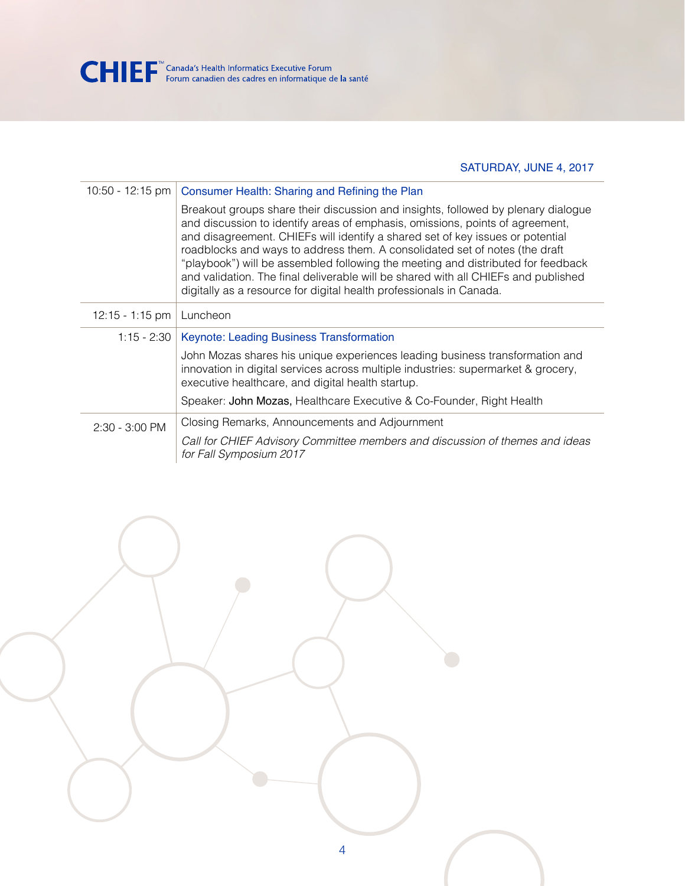SATURDAY, JUNE 4, 2017

| Time | Session |
|---|---|
| 10:50 - 12:15 pm | Consumer Health: Sharing and Refining the Plan<br><br>Breakout groups share their discussion and insights, followed by plenary dialogue and discussion to identify areas of emphasis, omissions, points of agreement, and disagreement. CHIEFs will identify a shared set of key issues or potential roadblocks and ways to address them. A consolidated set of notes (the draft "playbook") will be assembled following the meeting and distributed for feedback and validation. The final deliverable will be shared with all CHIEFs and published digitally as a resource for digital health professionals in Canada. |
| 12:15 - 1:15 pm | Luncheon |
| 1:15 - 2:30 | Keynote: Leading Business Transformation<br><br>John Mozas shares his unique experiences leading business transformation and innovation in digital services across multiple industries: supermarket & grocery, executive healthcare, and digital health startup.<br><br>Speaker: **John Mozas,** Healthcare Executive & Co-Founder, Right Health |
| 2:30 - 3:00 PM | Closing Remarks, Announcements and Adjournment<br><br>*Call for CHIEF Advisory Committee members and discussion of themes and ideas for Fall Symposium 2017* |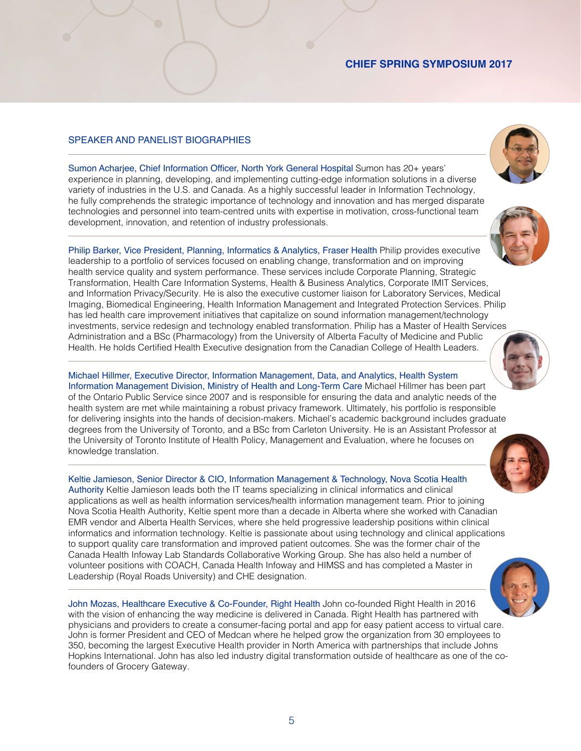## SPEAKER AND PANELIST BIOGRAPHIES

**Sumon Acharjee, Chief Information Officer, North York General Hospital** Sumon has 20+ years' experience in planning, developing, and implementing cutting-edge information solutions in a diverse variety of industries in the U.S. and Canada. As a highly successful leader in Information Technology, he fully comprehends the strategic importance of technology and innovation and has merged disparate technologies and personnel into team-centred units with expertise in motivation, cross-functional team development, innovation, and retention of industry professionals.

**Philip Barker, Vice President, Planning, Informatics & Analytics, Fraser Health** Philip provides executive leadership to a portfolio of services focused on enabling change, transformation and on improving health service quality and system performance. These services include Corporate Planning, Strategic Transformation, Health Care Information Systems, Health & Business Analytics, Corporate IMIT Services, and Information Privacy/Security. He is also the executive customer liaison for Laboratory Services, Medical Imaging, Biomedical Engineering, Health Information Management and Integrated Protection Services. Philip has led health care improvement initiatives that capitalize on sound information management/technology investments, service redesign and technology enabled transformation. Philip has a Master of Health Services Administration and a BSc (Pharmacology) from the University of Alberta Faculty of Medicine and Public Health. He holds Certified Health Executive designation from the Canadian College of Health Leaders.

**Michael Hillmer, Executive Director, Information Management, Data, and Analytics, Health System Information Management Division, Ministry of Health and Long-Term Care** Michael Hillmer has been part of the Ontario Public Service since 2007 and is responsible for ensuring the data and analytic needs of the health system are met while maintaining a robust privacy framework. Ultimately, his portfolio is responsible for delivering insights into the hands of decision-makers. Michael's academic background includes graduate degrees from the University of Toronto, and a BSc from Carleton University. He is an Assistant Professor at the University of Toronto Institute of Health Policy, Management and Evaluation, where he focuses on knowledge translation.

**Keltie Jamieson, Senior Director & CIO, Information Management & Technology, Nova Scotia Health Authority** Keltie Jamieson leads both the IT teams specializing in clinical informatics and clinical applications as well as health information services/health information management team. Prior to joining Nova Scotia Health Authority, Keltie spent more than a decade in Alberta where she worked with Canadian EMR vendor and Alberta Health Services, where she held progressive leadership positions within clinical informatics and information technology. Keltie is passionate about using technology and clinical applications to support quality care transformation and improved patient outcomes. She was the former chair of the Canada Health Infoway Lab Standards Collaborative Working Group. She has also held a number of volunteer positions with COACH, Canada Health Infoway and HIMSS and has completed a Master in Leadership (Royal Roads University) and CHE designation.

**John Mozas, Healthcare Executive & Co-Founder, Right Health** John co-founded Right Health in 2016 with the vision of enhancing the way medicine is delivered in Canada. Right Health has partnered with physicians and providers to create a consumer-facing portal and app for easy patient access to virtual care. John is former President and CEO of Medcan where he helped grow the organization from 30 employees to 350, becoming the largest Executive Health provider in North America with partnerships that include Johns Hopkins International. John has also led industry digital transformation outside of healthcare as one of the co-founders of Grocery Gateway.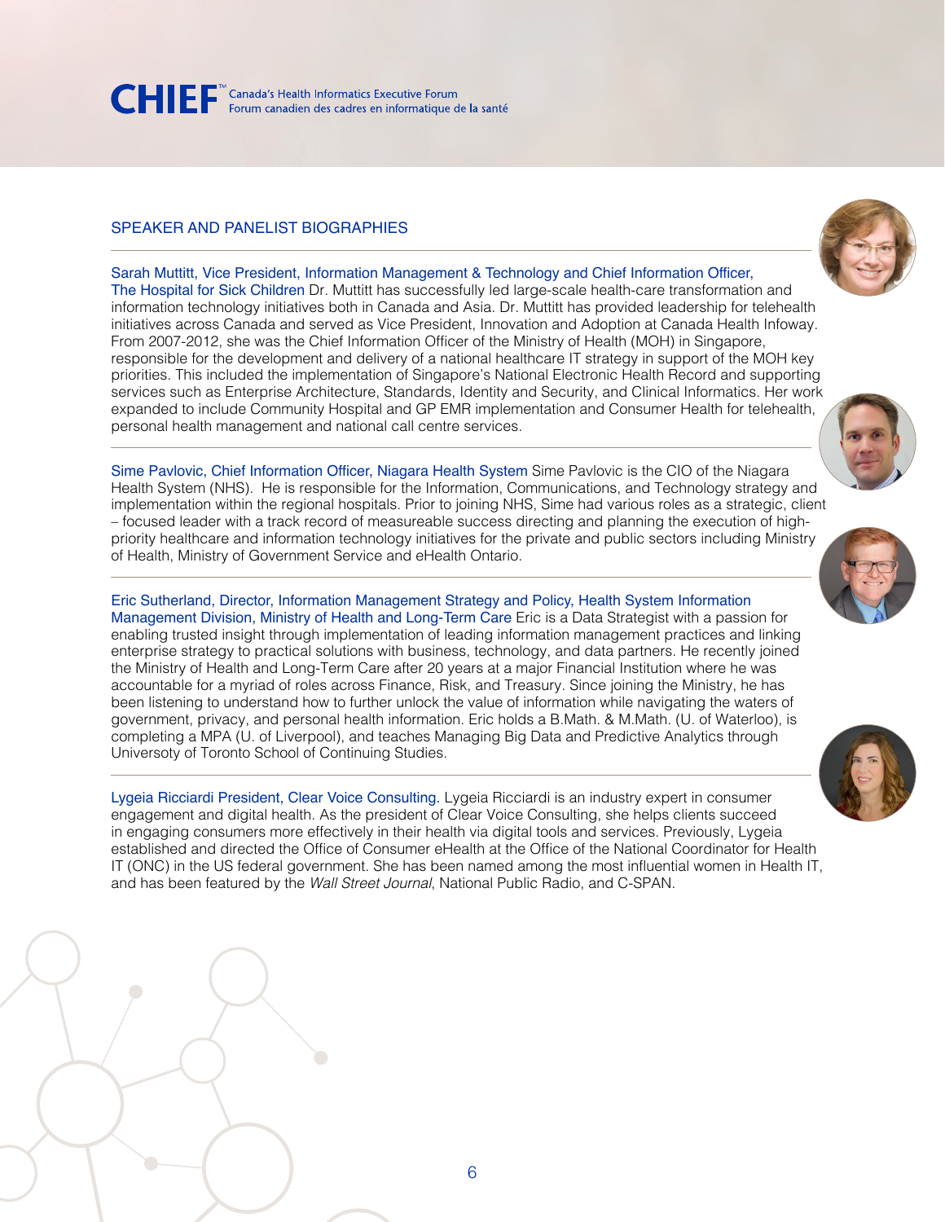## SPEAKER AND PANELIST BIOGRAPHIES

**Sarah Muttitt, Vice President, Information Management & Technology and Chief Information Officer, The Hospital for Sick Children** Dr. Muttitt has successfully led large-scale health-care transformation and information technology initiatives both in Canada and Asia. Dr. Muttitt has provided leadership for telehealth initiatives across Canada and served as Vice President, Innovation and Adoption at Canada Health Infoway. From 2007-2012, she was the Chief Information Officer of the Ministry of Health (MOH) in Singapore, responsible for the development and delivery of a national healthcare IT strategy in support of the MOH key priorities. This included the implementation of Singapore's National Electronic Health Record and supporting services such as Enterprise Architecture, Standards, Identity and Security, and Clinical Informatics. Her work expanded to include Community Hospital and GP EMR implementation and Consumer Health for telehealth, personal health management and national call centre services.

**Sime Pavlovic, Chief Information Officer, Niagara Health System** Sime Pavlovic is the CIO of the Niagara Health System (NHS). He is responsible for the Information, Communications, and Technology strategy and implementation within the regional hospitals. Prior to joining NHS, Sime had various roles as a strategic, client – focused leader with a track record of measureable success directing and planning the execution of high-priority healthcare and information technology initiatives for the private and public sectors including Ministry of Health, Ministry of Government Service and eHealth Ontario.

**Eric Sutherland, Director, Information Management Strategy and Policy, Health System Information Management Division, Ministry of Health and Long-Term Care** Eric is a Data Strategist with a passion for enabling trusted insight through implementation of leading information management practices and linking enterprise strategy to practical solutions with business, technology, and data partners. He recently joined the Ministry of Health and Long-Term Care after 20 years at a major Financial Institution where he was accountable for a myriad of roles across Finance, Risk, and Treasury. Since joining the Ministry, he has been listening to understand how to further unlock the value of information while navigating the waters of government, privacy, and personal health information. Eric holds a B.Math. & M.Math. (U. of Waterloo), is completing a MPA (U. of Liverpool), and teaches Managing Big Data and Predictive Analytics through Universoty of Toronto School of Continuing Studies.

**Lygeia Ricciardi President, Clear Voice Consulting.** Lygeia Ricciardi is an industry expert in consumer engagement and digital health. As the president of Clear Voice Consulting, she helps clients succeed in engaging consumers more effectively in their health via digital tools and services. Previously, Lygeia established and directed the Office of Consumer eHealth at the Office of the National Coordinator for Health IT (ONC) in the US federal government. She has been named among the most influential women in Health IT, and has been featured by the *Wall Street Journal*, National Public Radio, and C-SPAN.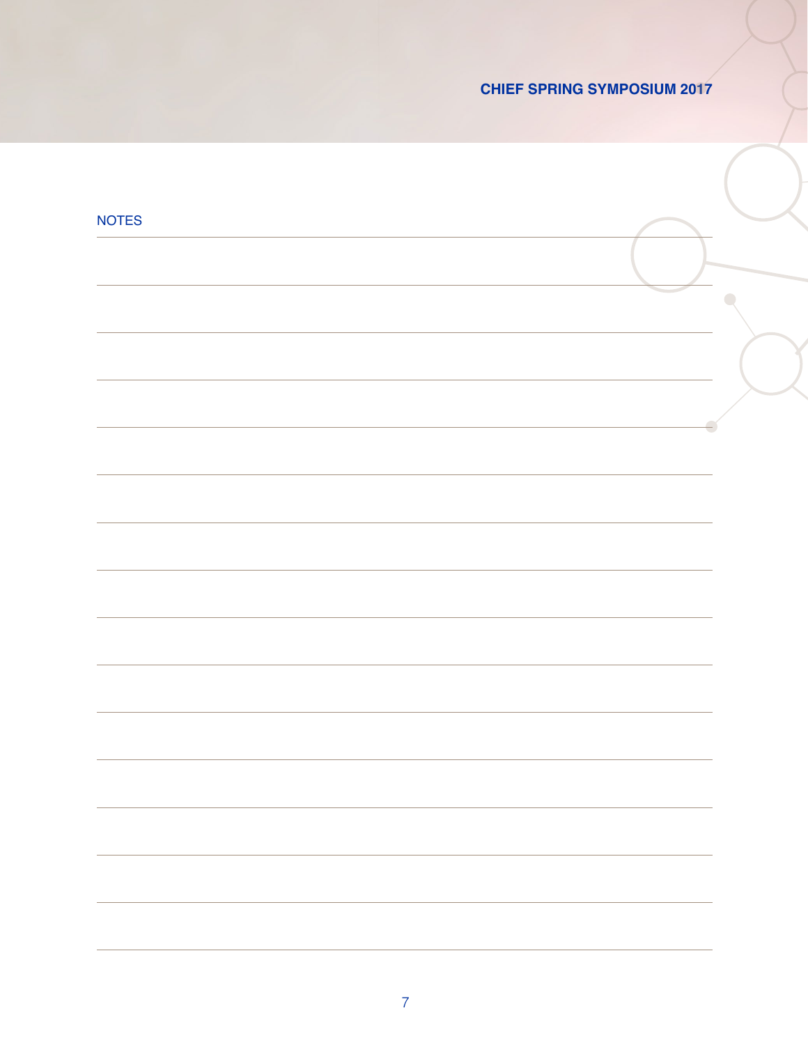## NOTES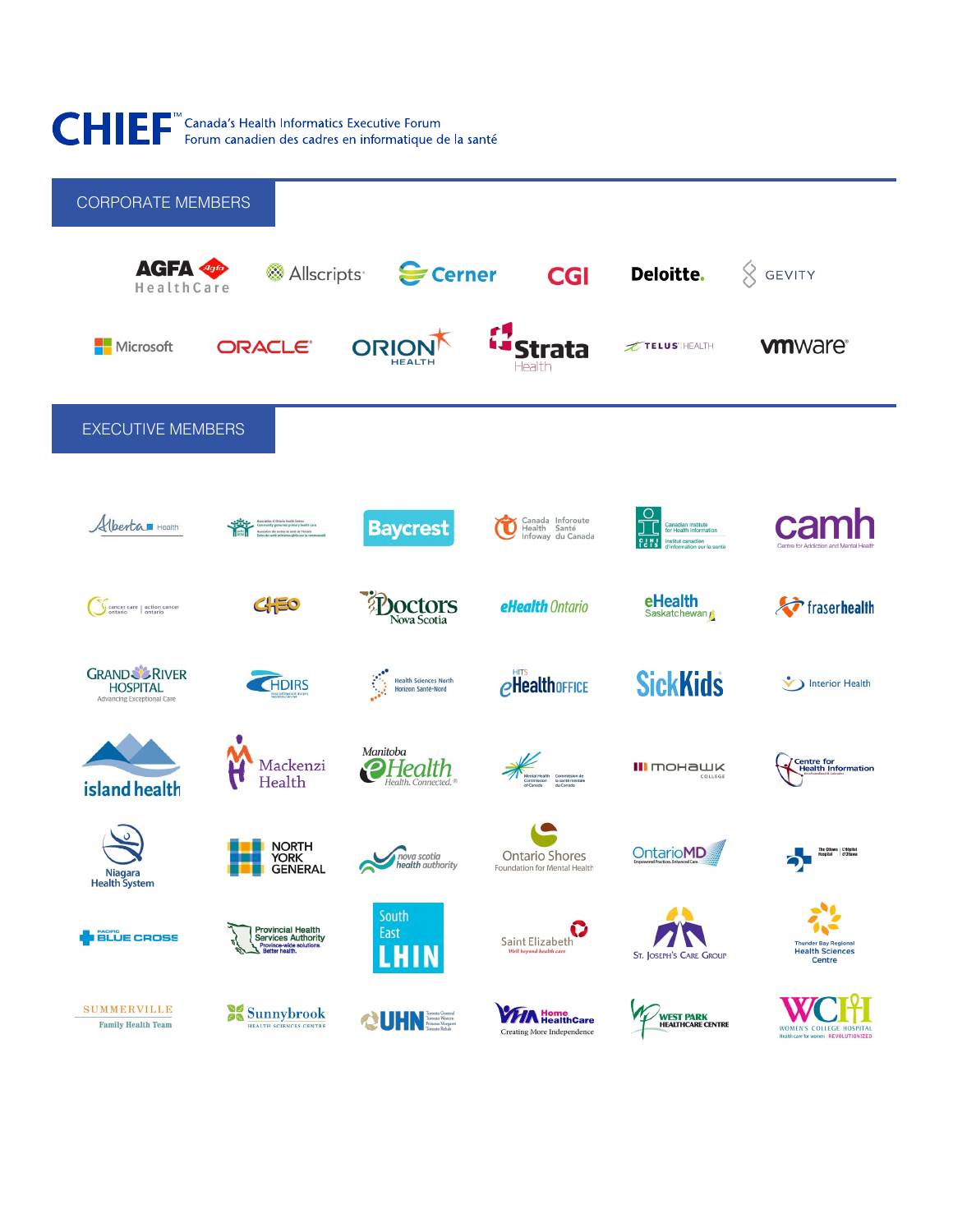CHIEF™ Canada's Health Informatics Executive Forum
Forum canadien des cadres en informatique de la santé

## CORPORATE MEMBERS

AGFA HealthCare, Allscripts, Cerner, CGI, Deloitte., GEVITY

Microsoft, ORACLE, ORION HEALTH, Strata Health, TELUS HEALTH, vmware

## EXECUTIVE MEMBERS

Alberta Health, Association of Ontario Health Centres, Baycrest, Canada Health Infoway / Inforoute Santé du Canada, Canadian Institute for Health Information / Institut canadien d'information sur la santé, camh Centre for Addiction and Mental Health

cancer care ontario | action cancer ontario, CHEO, Doctors Nova Scotia, eHealth Ontario, eHealth Saskatchewan, fraserhealth

GRAND RIVER HOSPITAL Advancing Exceptional Care, HDIRS, Health Sciences North / Horizon Santé-Nord, HITS eHealth OFFICE, SickKids, Interior Health

island health, Mackenzie Health, Manitoba eHealth Health. Connected., Mental Health Commission of Canada / Commission de la santé mentale du Canada, MOHAWK COLLEGE, Centre for Health Information

Niagara Health System, NORTH YORK GENERAL, nova scotia health authority, Ontario Shores Foundation for Mental Health, OntarioMD, The Ottawa Hospital | L'Hôpital d'Ottawa

PACIFIC BLUE CROSS, Provincial Health Services Authority, South East LHIN, Saint Elizabeth, St. Joseph's Care Group, Thunder Bay Regional Health Sciences Centre

SUMMERVILLE Family Health Team, Sunnybrook HEALTH SCIENCES CENTRE, UHN, VHA Home HealthCare Creating More Independence, WEST PARK HEALTHCARE CENTRE, WCH WOMEN'S COLLEGE HOSPITAL